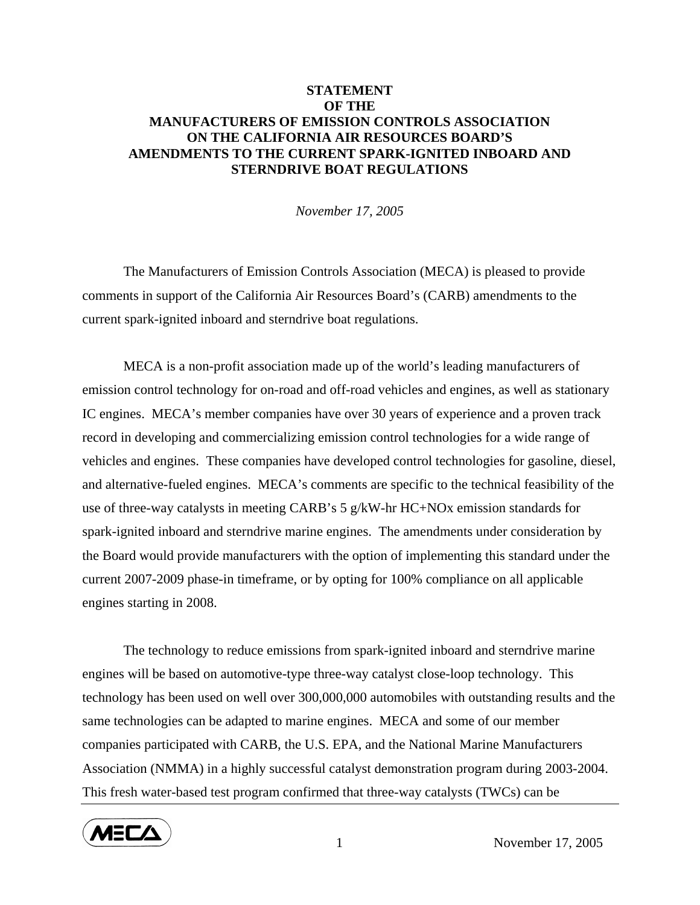# STATEMENT OF THE MANUFACTURERS OF EMISSION CONTROLS ASSOCIATION ON THE CALIFORNIA AIR RESOURCES BOARD'S AMENDMENTS TO THE CURRENT SPARK-IGNITED INBOARD AND STERNDRIVE BOAT REGULATIONS

*November 17, 2005*

The Manufacturers of Emission Controls Association (MECA) is pleased to provide comments in support of the California Air Resources Board's (CARB) amendments to the current spark-ignited inboard and sterndrive boat regulations.

MECA is a non-profit association made up of the world's leading manufacturers of emission control technology for on-road and off-road vehicles and engines, as well as stationary IC engines. MECA's member companies have over 30 years of experience and a proven track record in developing and commercializing emission control technologies for a wide range of vehicles and engines. These companies have developed control technologies for gasoline, diesel, and alternative-fueled engines. MECA's comments are specific to the technical feasibility of the use of three-way catalysts in meeting CARB's 5 g/kW-hr HC+NOx emission standards for spark-ignited inboard and sterndrive marine engines. The amendments under consideration by the Board would provide manufacturers with the option of implementing this standard under the current 2007-2009 phase-in timeframe, or by opting for 100% compliance on all applicable engines starting in 2008.

The technology to reduce emissions from spark-ignited inboard and sterndrive marine engines will be based on automotive-type three-way catalyst close-loop technology. This technology has been used on well over 300,000,000 automobiles with outstanding results and the same technologies can be adapted to marine engines. MECA and some of our member companies participated with CARB, the U.S. EPA, and the National Marine Manufacturers Association (NMMA) in a highly successful catalyst demonstration program during 2003-2004. This fresh water-based test program confirmed that three-way catalysts (TWCs) can be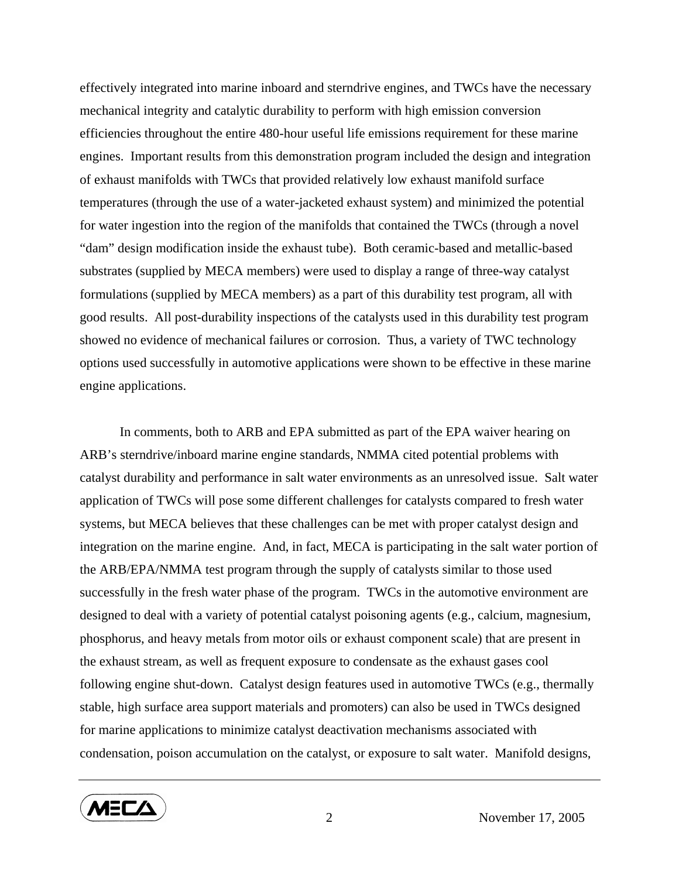effectively integrated into marine inboard and sterndrive engines, and TWCs have the necessary mechanical integrity and catalytic durability to perform with high emission conversion efficiencies throughout the entire 480-hour useful life emissions requirement for these marine engines. Important results from this demonstration program included the design and integration of exhaust manifolds with TWCs that provided relatively low exhaust manifold surface temperatures (through the use of a water-jacketed exhaust system) and minimized the potential for water ingestion into the region of the manifolds that contained the TWCs (through a novel "dam" design modification inside the exhaust tube). Both ceramic-based and metallic-based substrates (supplied by MECA members) were used to display a range of three-way catalyst formulations (supplied by MECA members) as a part of this durability test program, all with good results. All post-durability inspections of the catalysts used in this durability test program showed no evidence of mechanical failures or corrosion. Thus, a variety of TWC technology options used successfully in automotive applications were shown to be effective in these marine engine applications.

In comments, both to ARB and EPA submitted as part of the EPA waiver hearing on ARB's sterndrive/inboard marine engine standards, NMMA cited potential problems with catalyst durability and performance in salt water environments as an unresolved issue. Salt water application of TWCs will pose some different challenges for catalysts compared to fresh water systems, but MECA believes that these challenges can be met with proper catalyst design and integration on the marine engine. And, in fact, MECA is participating in the salt water portion of the ARB/EPA/NMMA test program through the supply of catalysts similar to those used successfully in the fresh water phase of the program. TWCs in the automotive environment are designed to deal with a variety of potential catalyst poisoning agents (e.g., calcium, magnesium, phosphorus, and heavy metals from motor oils or exhaust component scale) that are present in the exhaust stream, as well as frequent exposure to condensate as the exhaust gases cool following engine shut-down. Catalyst design features used in automotive TWCs (e.g., thermally stable, high surface area support materials and promoters) can also be used in TWCs designed for marine applications to minimize catalyst deactivation mechanisms associated with condensation, poison accumulation on the catalyst, or exposure to salt water. Manifold designs,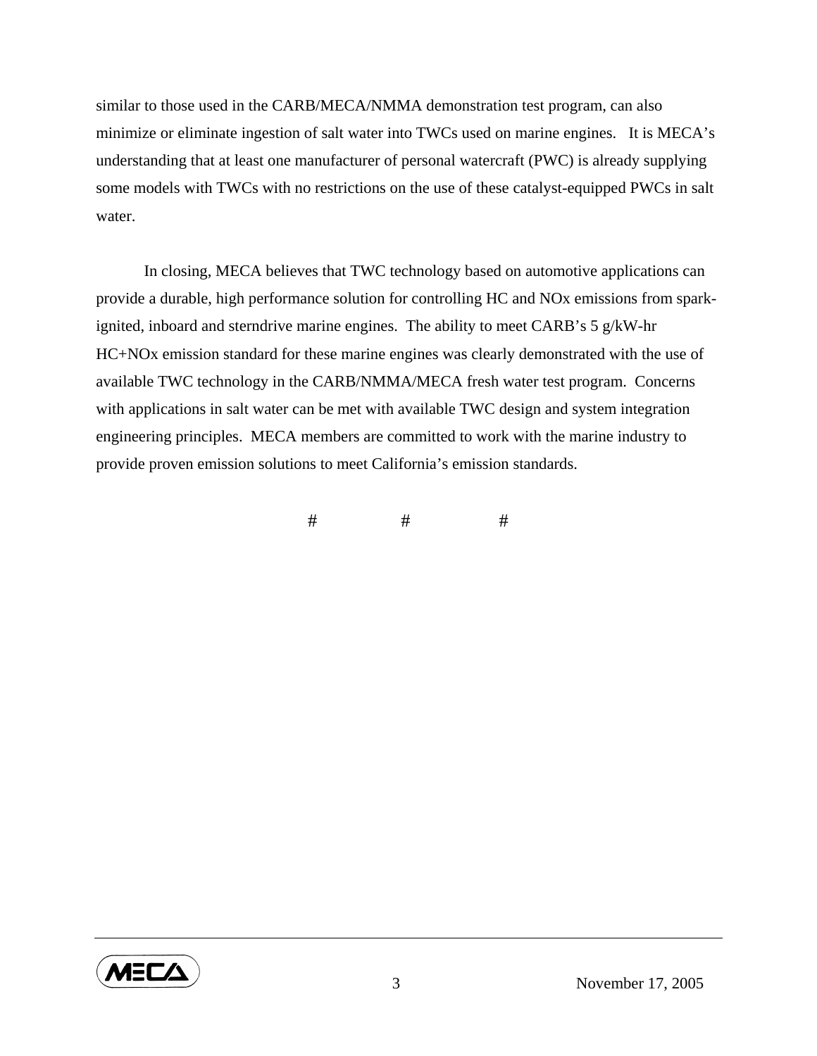similar to those used in the CARB/MECA/NMMA demonstration test program, can also minimize or eliminate ingestion of salt water into TWCs used on marine engines. It is MECA's understanding that at least one manufacturer of personal watercraft (PWC) is already supplying some models with TWCs with no restrictions on the use of these catalyst-equipped PWCs in salt water.

In closing, MECA believes that TWC technology based on automotive applications can provide a durable, high performance solution for controlling HC and NOx emissions from spark-ignited, inboard and sterndrive marine engines. The ability to meet CARB's 5 g/kW-hr HC+NOx emission standard for these marine engines was clearly demonstrated with the use of available TWC technology in the CARB/NMMA/MECA fresh water test program. Concerns with applications in salt water can be met with available TWC design and system integration engineering principles. MECA members are committed to work with the marine industry to provide proven emission solutions to meet California's emission standards.

\# # #